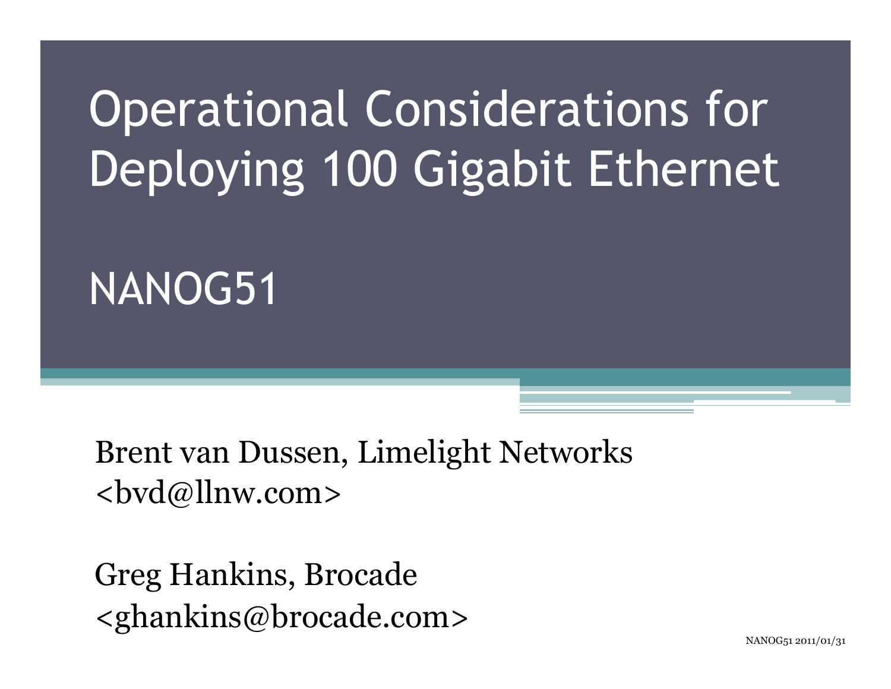# Operational Considerations for Deploying 100 Gigabit Ethernet

# NANOG51

Brent van Dussen, Limelight Networks
<bvd@llnw.com>

Greg Hankins, Brocade
<ghankins@brocade.com>

NANOG51 2011/01/31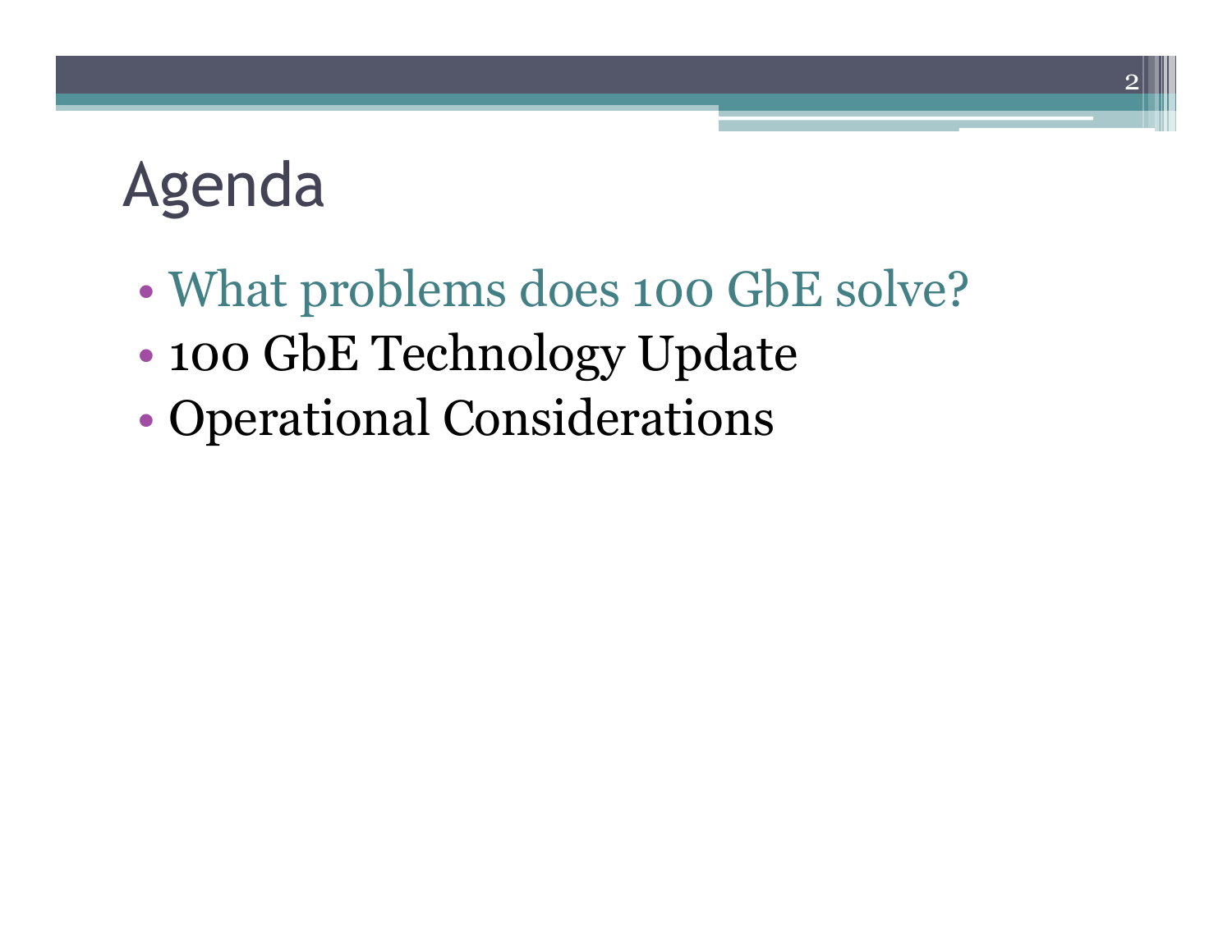# Agenda

- What problems does 100 GbE solve?
- 100 GbE Technology Update
- Operational Considerations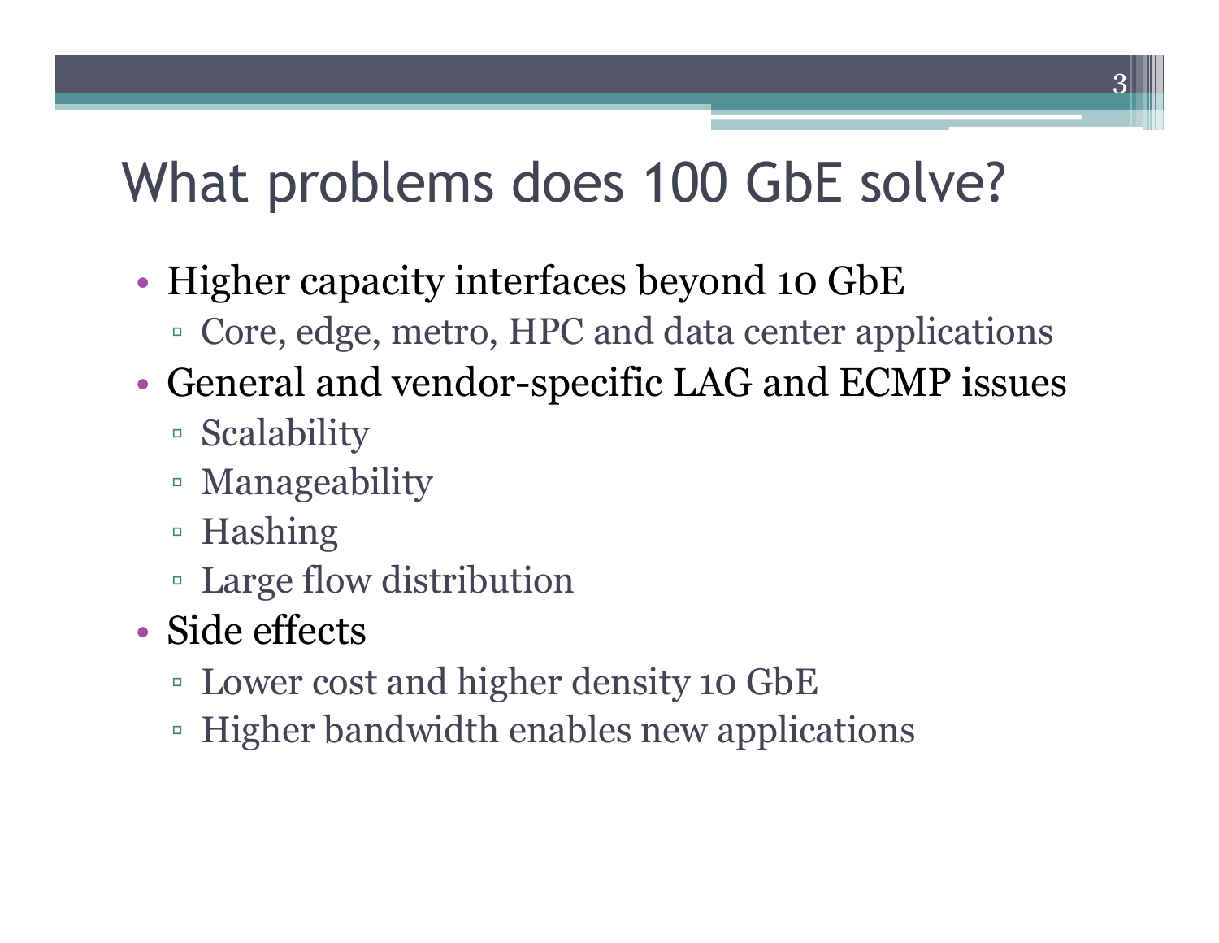# What problems does 100 GbE solve?

- Higher capacity interfaces beyond 10 GbE
  - Core, edge, metro, HPC and data center applications
- General and vendor-specific LAG and ECMP issues
  - Scalability
  - Manageability
  - Hashing
  - Large flow distribution
- Side effects
  - Lower cost and higher density 10 GbE
  - Higher bandwidth enables new applications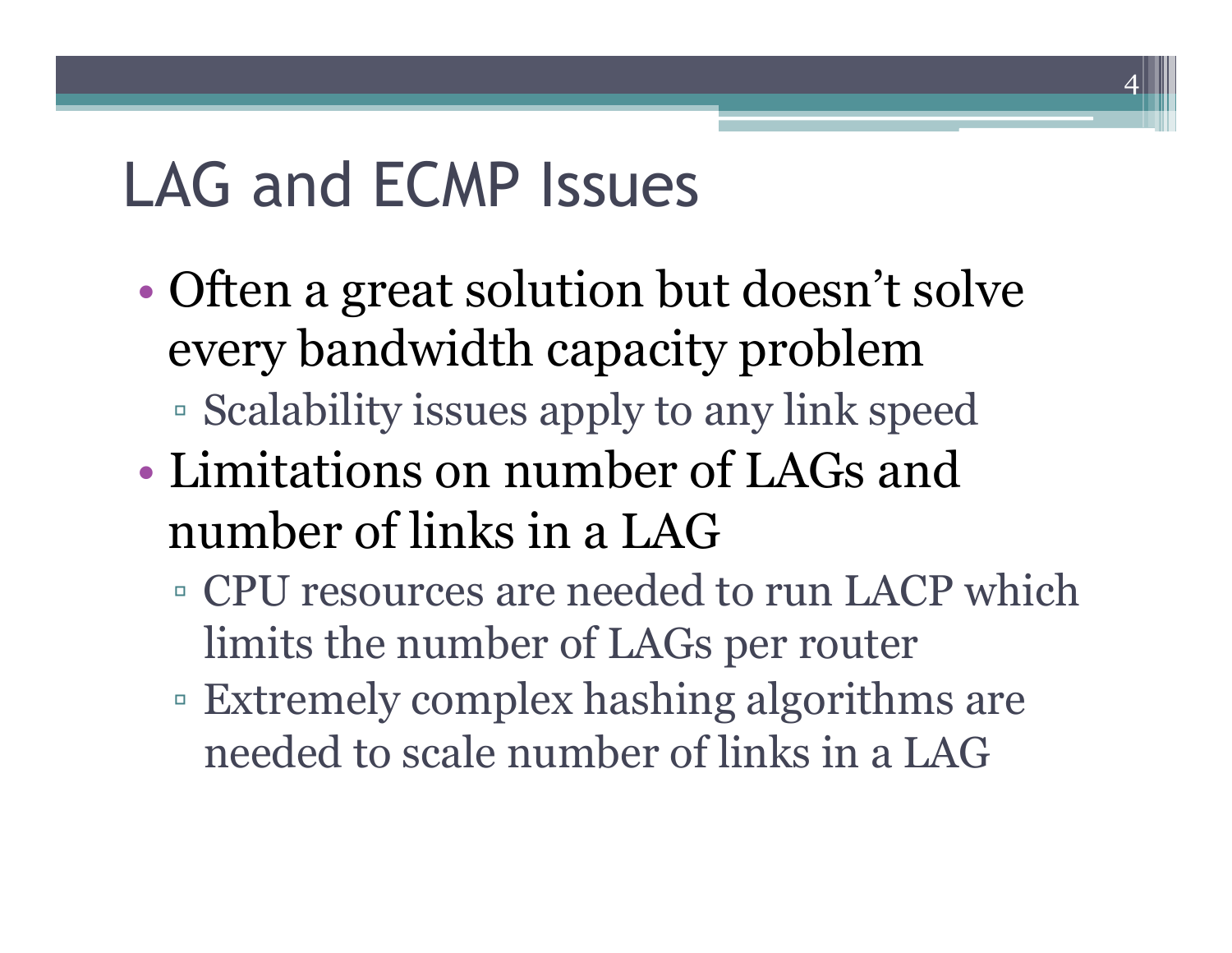# LAG and ECMP Issues

- Often a great solution but doesn't solve every bandwidth capacity problem
  - Scalability issues apply to any link speed
- Limitations on number of LAGs and number of links in a LAG
  - CPU resources are needed to run LACP which limits the number of LAGs per router
  - Extremely complex hashing algorithms are needed to scale number of links in a LAG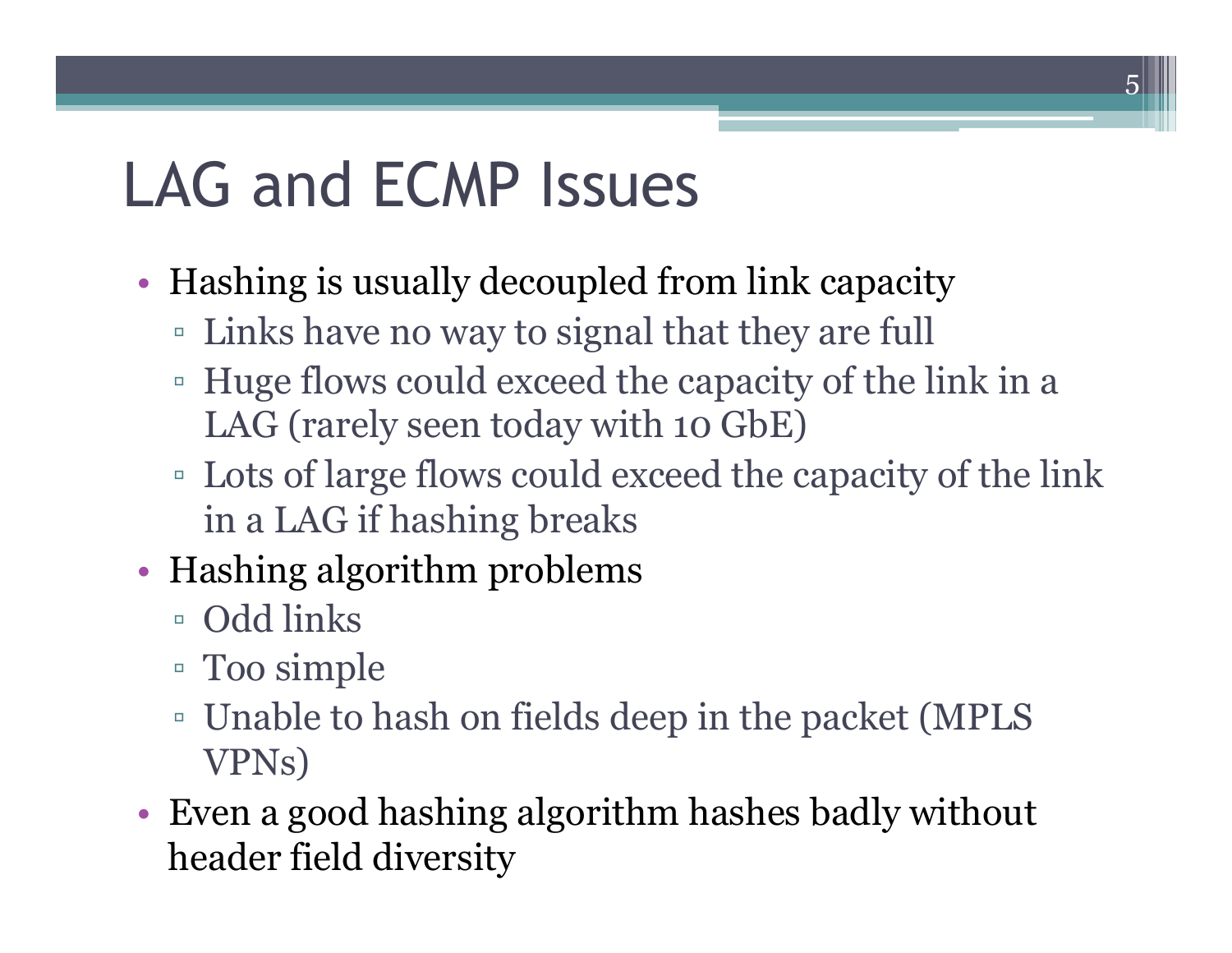# LAG and ECMP Issues

- Hashing is usually decoupled from link capacity
  - Links have no way to signal that they are full
  - Huge flows could exceed the capacity of the link in a LAG (rarely seen today with 10 GbE)
  - Lots of large flows could exceed the capacity of the link in a LAG if hashing breaks
- Hashing algorithm problems
  - Odd links
  - Too simple
  - Unable to hash on fields deep in the packet (MPLS VPNs)
- Even a good hashing algorithm hashes badly without header field diversity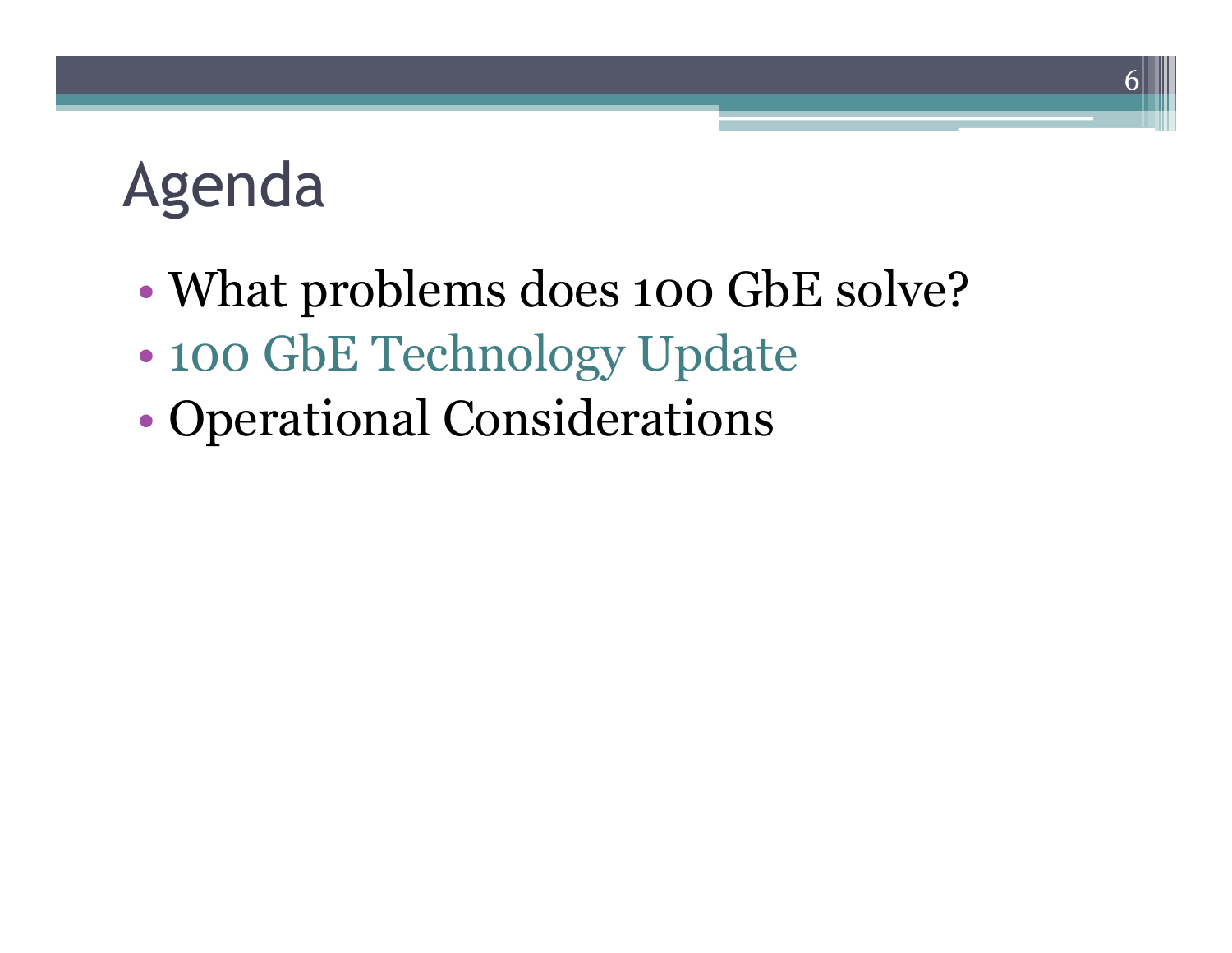# Agenda

- What problems does 100 GbE solve?
- 100 GbE Technology Update
- Operational Considerations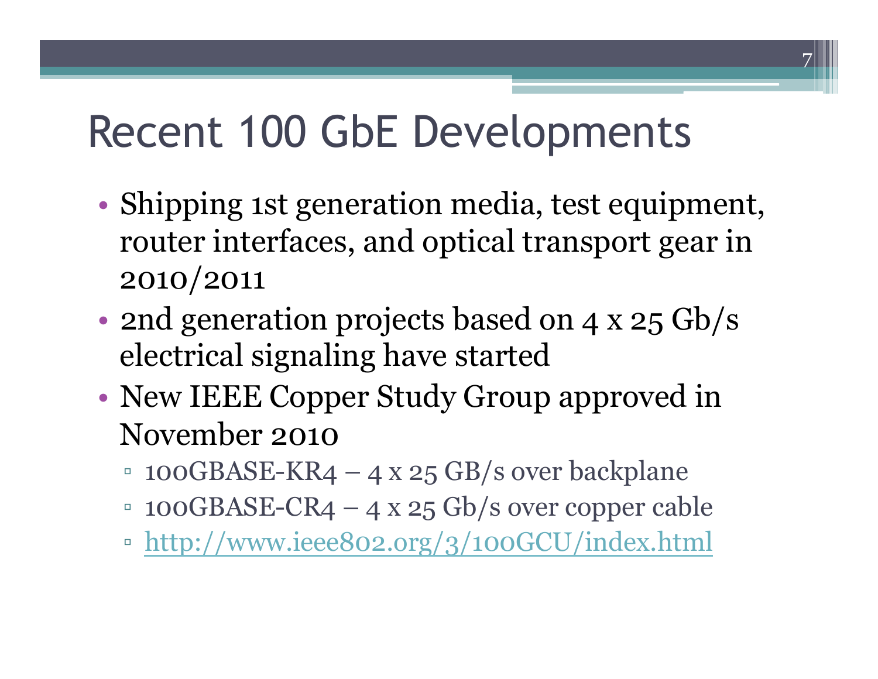# Recent 100 GbE Developments

- Shipping 1st generation media, test equipment, router interfaces, and optical transport gear in 2010/2011
- 2nd generation projects based on 4 x 25 Gb/s electrical signaling have started
- New IEEE Copper Study Group approved in November 2010
  - 100GBASE-KR4 – 4 x 25 GB/s over backplane
  - 100GBASE-CR4 – 4 x 25 Gb/s over copper cable
  - http://www.ieee802.org/3/100GCU/index.html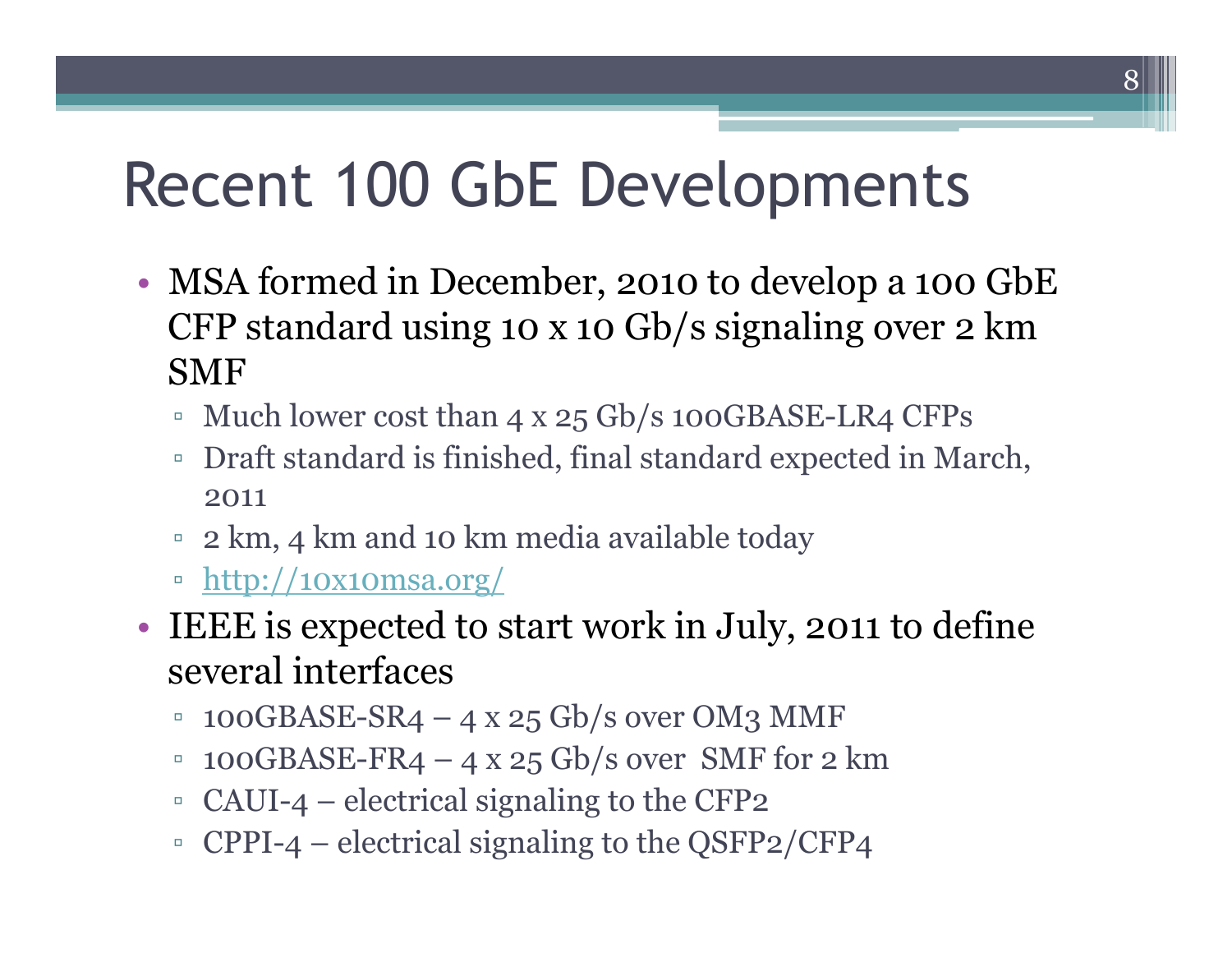# Recent 100 GbE Developments

- MSA formed in December, 2010 to develop a 100 GbE CFP standard using 10 x 10 Gb/s signaling over 2 km SMF
  - Much lower cost than 4 x 25 Gb/s 100GBASE-LR4 CFPs
  - Draft standard is finished, final standard expected in March, 2011
  - 2 km, 4 km and 10 km media available today
  - http://10x10msa.org/
- IEEE is expected to start work in July, 2011 to define several interfaces
  - 100GBASE-SR4 – 4 x 25 Gb/s over OM3 MMF
  - 100GBASE-FR4 – 4 x 25 Gb/s over SMF for 2 km
  - CAUI-4 – electrical signaling to the CFP2
  - CPPI-4 – electrical signaling to the QSFP2/CFP4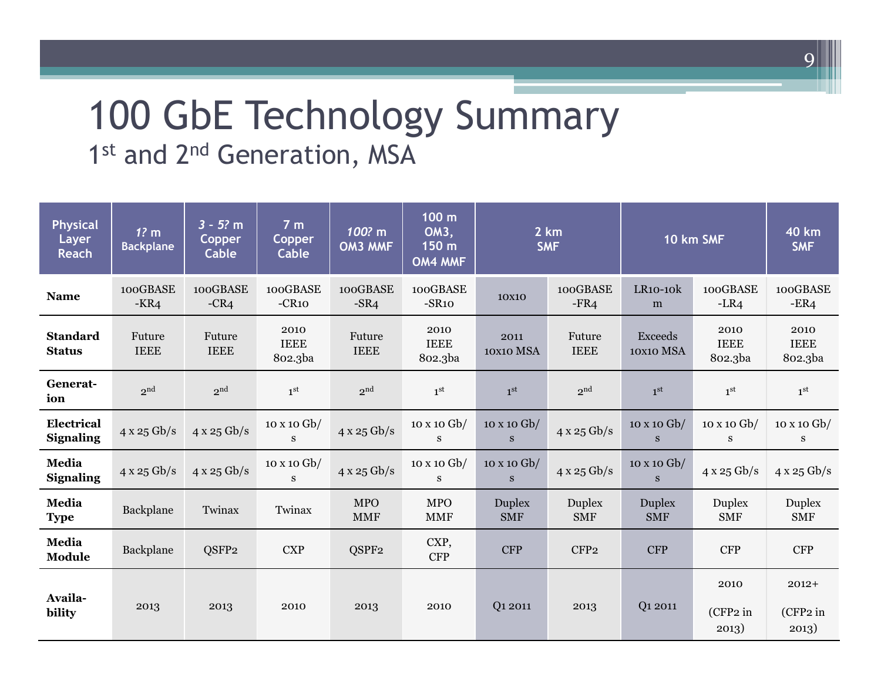# 100 GbE Technology Summary

## 1st and 2nd Generation, MSA

| Physical Layer Reach | *1?* m Backplane | *3 - 5?* m Copper Cable | 7 m Copper Cable | *100?* m OM3 MMF | 100 m OM3, 150 m OM4 MMF | 2 km SMF | | 10 km SMF | | 40 km SMF |
|---|---|---|---|---|---|---|---|---|---|---|
| **Name** | 100GBASE-KR4 | 100GBASE-CR4 | 100GBASE-CR10 | 100GBASE-SR4 | 100GBASE-SR10 | 10x10 | 100GBASE-FR4 | LR10-10km | 100GBASE-LR4 | 100GBASE-ER4 |
| **Standard Status** | Future IEEE | Future IEEE | 2010 IEEE 802.3ba | Future IEEE | 2010 IEEE 802.3ba | 2011 10x10 MSA | Future IEEE | Exceeds 10x10 MSA | 2010 IEEE 802.3ba | 2010 IEEE 802.3ba |
| **Generation** | 2nd | 2nd | 1st | 2nd | 1st | 1st | 2nd | 1st | 1st | 1st |
| **Electrical Signaling** | 4 x 25 Gb/s | 4 x 25 Gb/s | 10 x 10 Gb/s | 4 x 25 Gb/s | 10 x 10 Gb/s | 10 x 10 Gb/s | 4 x 25 Gb/s | 10 x 10 Gb/s | 10 x 10 Gb/s | 10 x 10 Gb/s |
| **Media Signaling** | 4 x 25 Gb/s | 4 x 25 Gb/s | 10 x 10 Gb/s | 4 x 25 Gb/s | 10 x 10 Gb/s | 10 x 10 Gb/s | 4 x 25 Gb/s | 10 x 10 Gb/s | 4 x 25 Gb/s | 4 x 25 Gb/s |
| **Media Type** | Backplane | Twinax | Twinax | MPO MMF | MPO MMF | Duplex SMF | Duplex SMF | Duplex SMF | Duplex SMF | Duplex SMF |
| **Media Module** | Backplane | QSFP2 | CXP | QSPF2 | CXP, CFP | CFP | CFP2 | CFP | CFP | CFP |
| **Availability** | 2013 | 2013 | 2010 | 2013 | 2010 | Q1 2011 | 2013 | Q1 2011 | 2010 (CFP2 in 2013) | 2012+ (CFP2 in 2013) |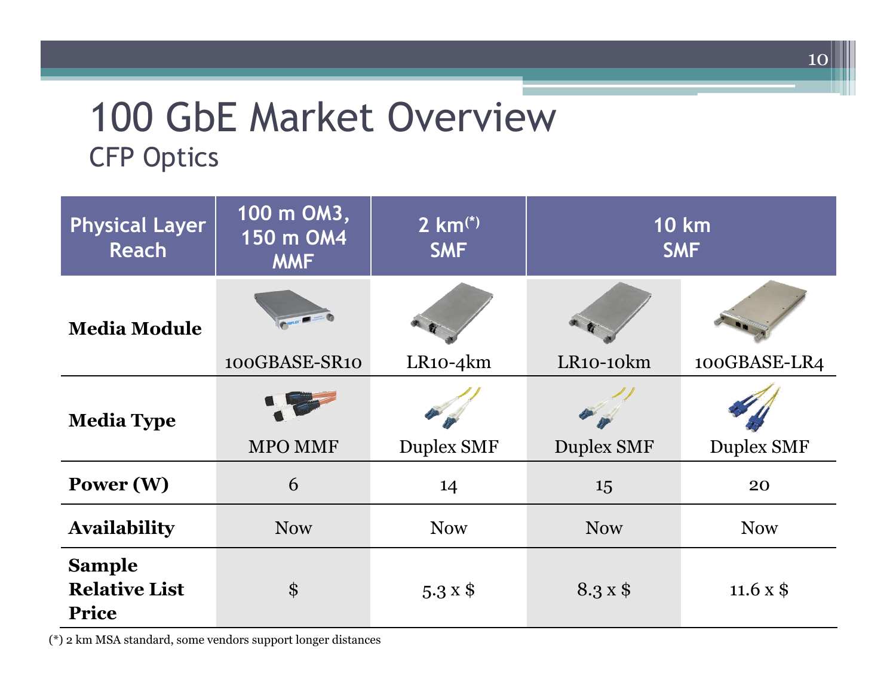# 100 GbE Market Overview

## CFP Optics

| Physical Layer Reach | 100 m OM3, 150 m OM4 MMF | 2 km(*) SMF | 10 km SMF | |
|---|---|---|---|---|
| **Media Module** | 100GBASE-SR10 | LR10-4km | LR10-10km | 100GBASE-LR4 |
| **Media Type** | MPO MMF | Duplex SMF | Duplex SMF | Duplex SMF |
| **Power (W)** | 6 | 14 | 15 | 20 |
| **Availability** | Now | Now | Now | Now |
| **Sample Relative List Price** | $ | 5.3 x $ | 8.3 x $ | 11.6 x $ |

(*) 2 km MSA standard, some vendors support longer distances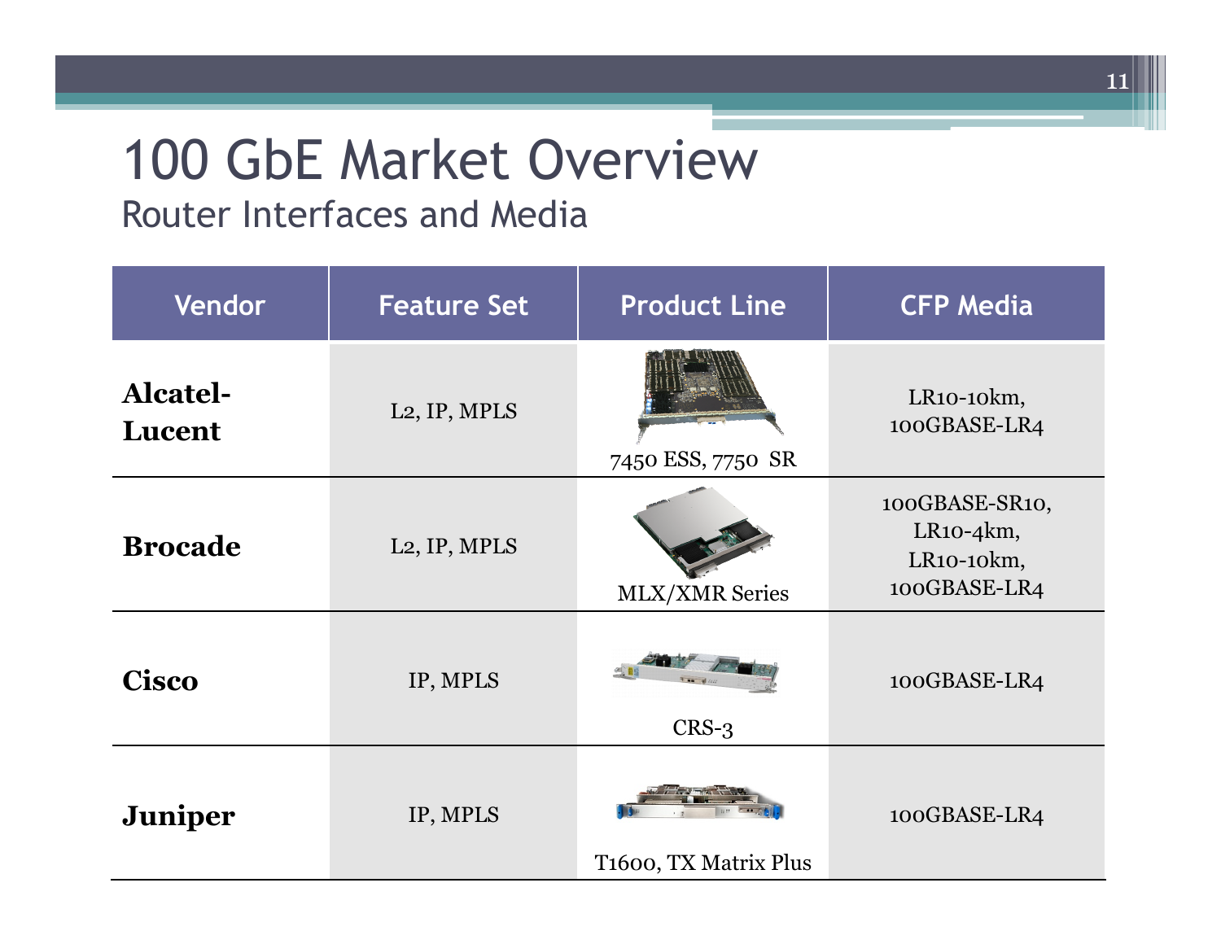# 100 GbE Market Overview

## Router Interfaces and Media

| Vendor | Feature Set | Product Line | CFP Media |
|---|---|---|---|
| **Alcatel-Lucent** | L2, IP, MPLS | 7450 ESS, 7750 SR | LR10-10km, 100GBASE-LR4 |
| **Brocade** | L2, IP, MPLS | MLX/XMR Series | 100GBASE-SR10, LR10-4km, LR10-10km, 100GBASE-LR4 |
| **Cisco** | IP, MPLS | CRS-3 | 100GBASE-LR4 |
| **Juniper** | IP, MPLS | T1600, TX Matrix Plus | 100GBASE-LR4 |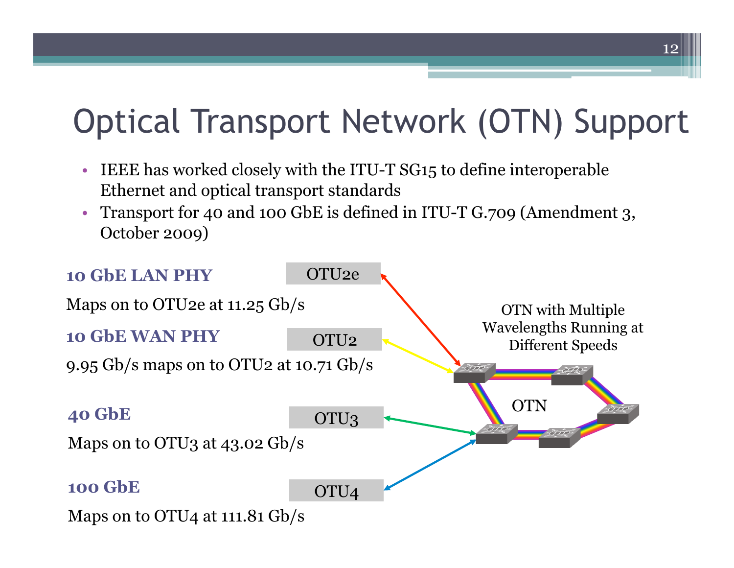# Optical Transport Network (OTN) Support

- IEEE has worked closely with the ITU-T SG15 to define interoperable Ethernet and optical transport standards
- Transport for 40 and 100 GbE is defined in ITU-T G.709 (Amendment 3, October 2009)

**10 GbE LAN PHY**

Maps on to OTU2e at 11.25 Gb/s

OTU2e

**10 GbE WAN PHY**

9.95 Gb/s maps on to OTU2 at 10.71 Gb/s

OTU2

**40 GbE**

Maps on to OTU3 at 43.02 Gb/s

OTU3

**100 GbE**

Maps on to OTU4 at 111.81 Gb/s

OTU4

OTN with Multiple Wavelengths Running at Different Speeds

OTN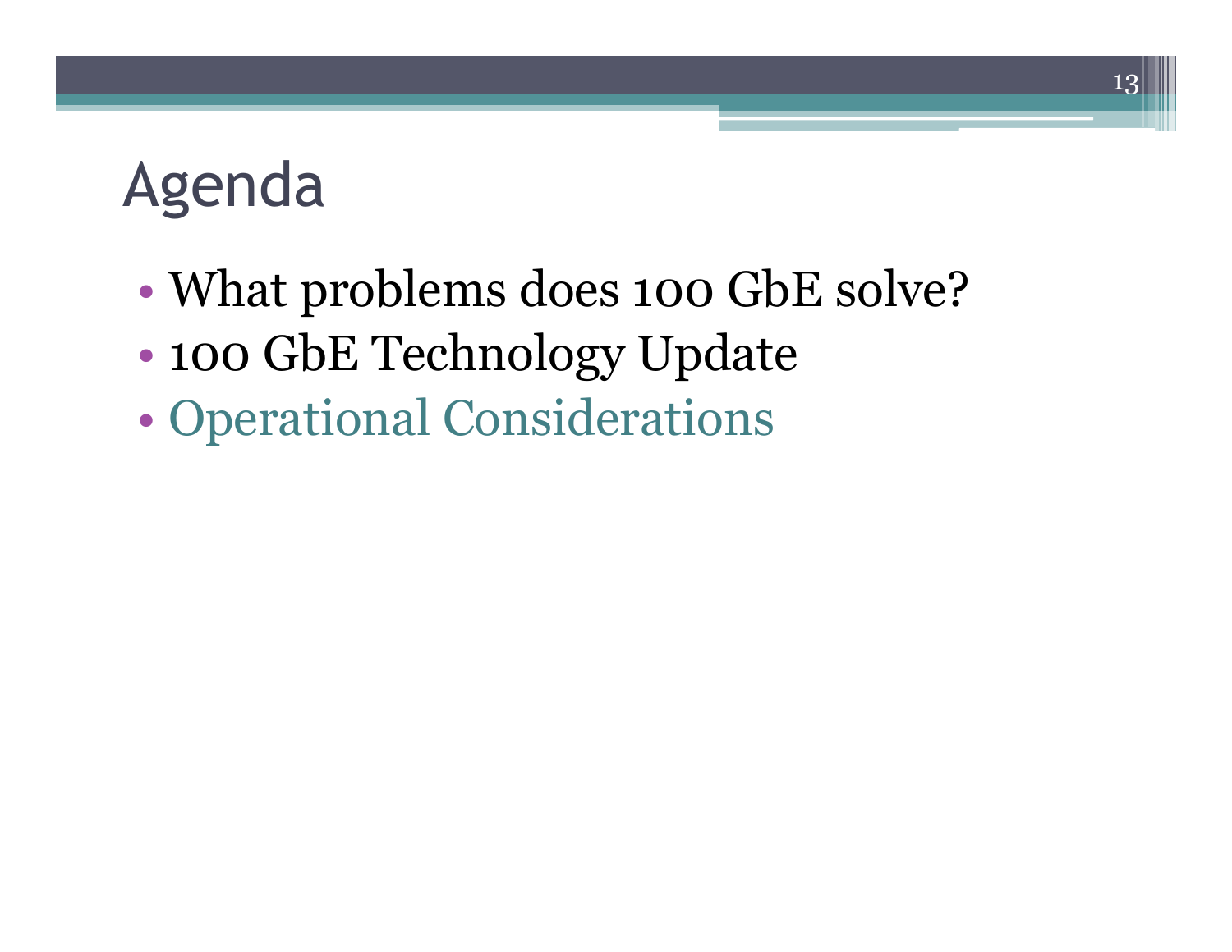# Agenda

- What problems does 100 GbE solve?
- 100 GbE Technology Update
- Operational Considerations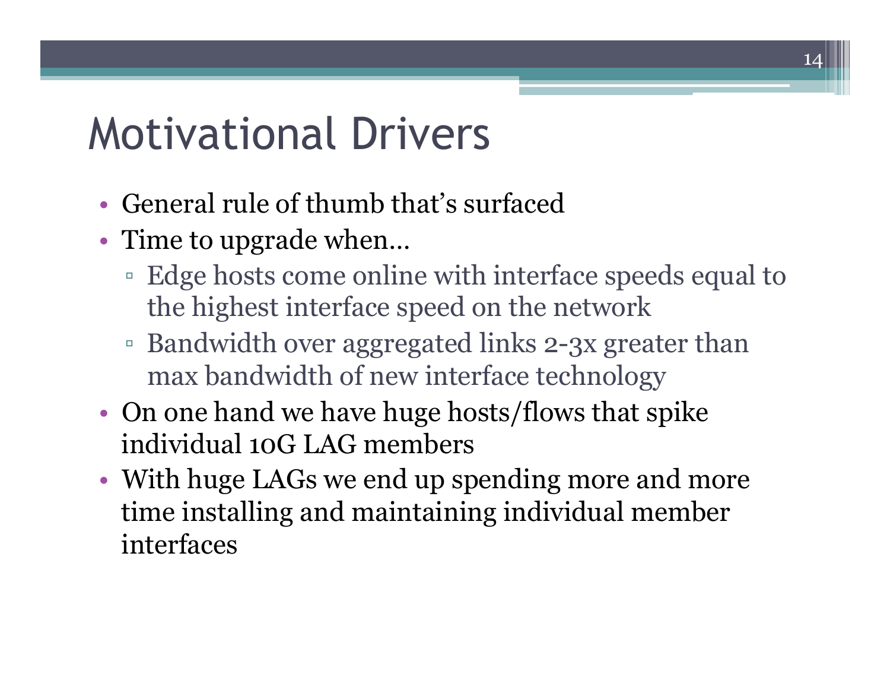# Motivational Drivers

- General rule of thumb that's surfaced
- Time to upgrade when…
  - Edge hosts come online with interface speeds equal to the highest interface speed on the network
  - Bandwidth over aggregated links 2-3x greater than max bandwidth of new interface technology
- On one hand we have huge hosts/flows that spike individual 10G LAG members
- With huge LAGs we end up spending more and more time installing and maintaining individual member interfaces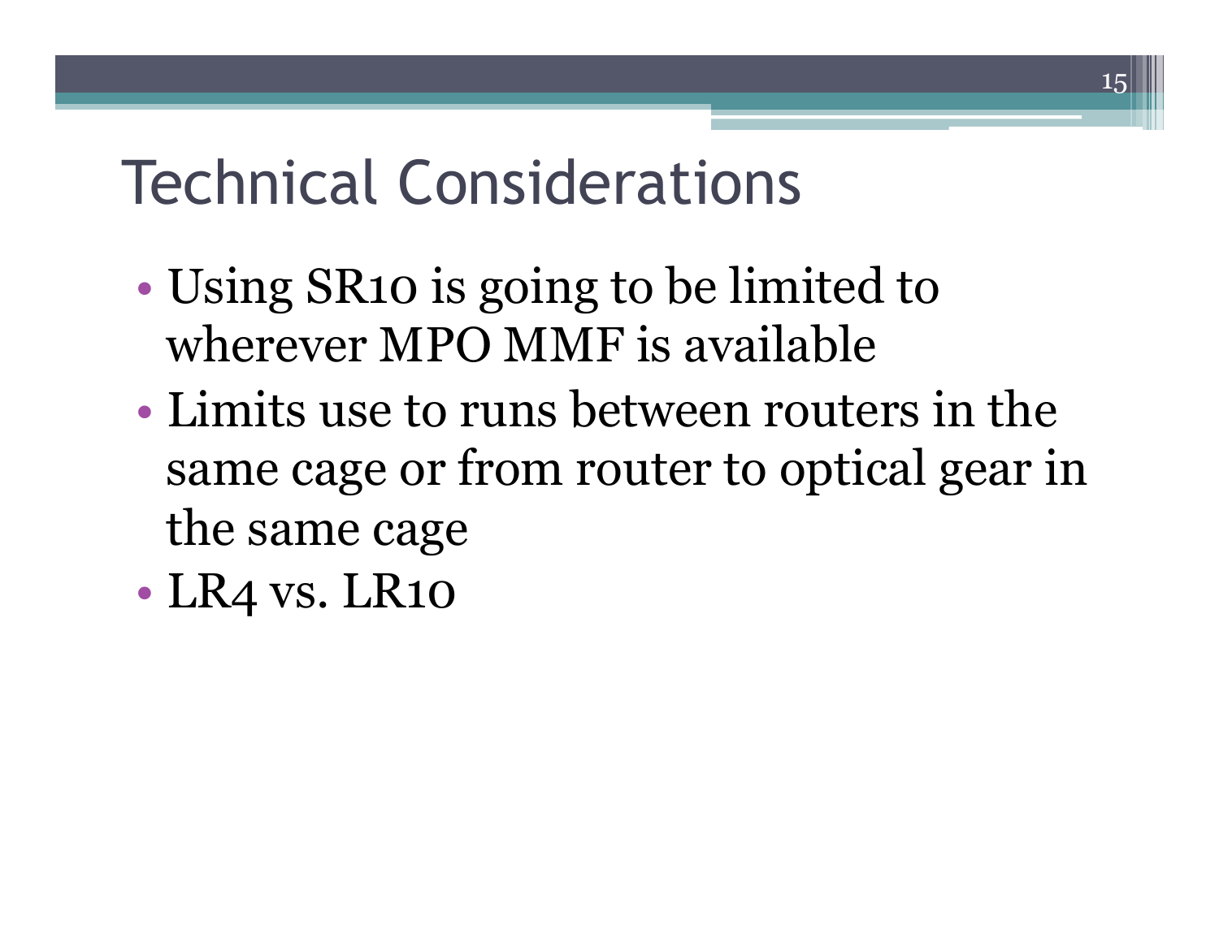# Technical Considerations

- Using SR10 is going to be limited to wherever MPO MMF is available
- Limits use to runs between routers in the same cage or from router to optical gear in the same cage
- LR4 vs. LR10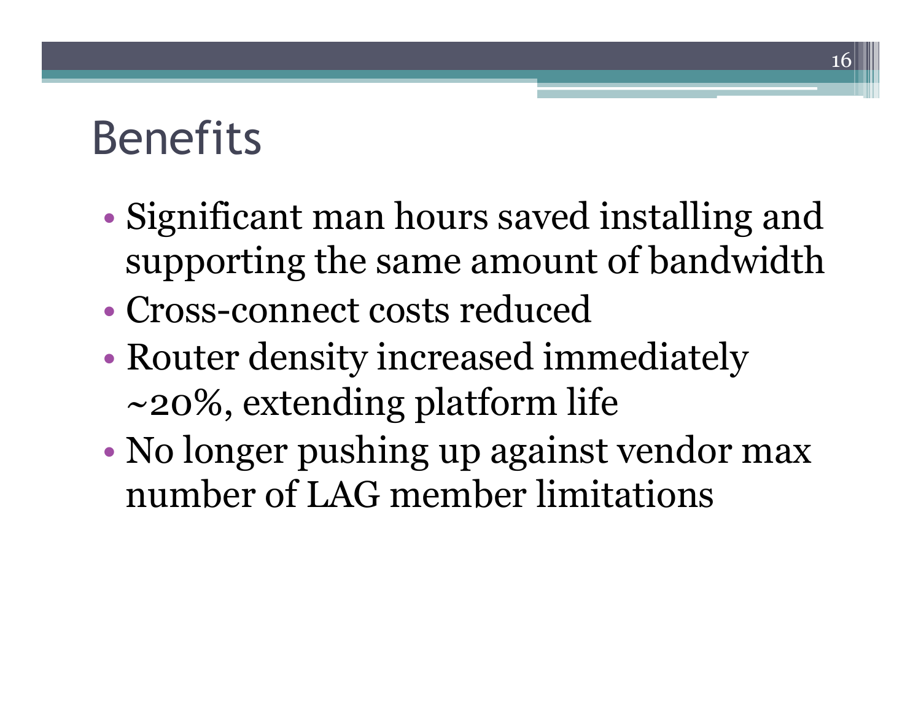# Benefits

- Significant man hours saved installing and supporting the same amount of bandwidth
- Cross-connect costs reduced
- Router density increased immediately ~20%, extending platform life
- No longer pushing up against vendor max number of LAG member limitations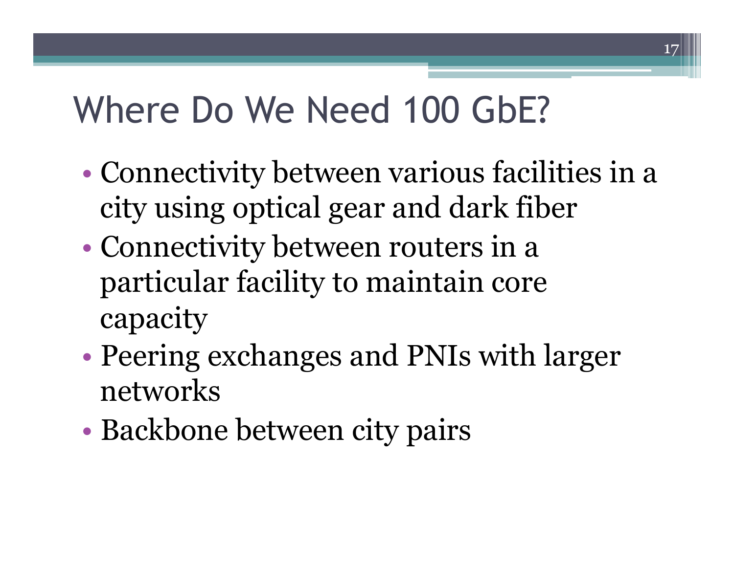# Where Do We Need 100 GbE?

- Connectivity between various facilities in a city using optical gear and dark fiber
- Connectivity between routers in a particular facility to maintain core capacity
- Peering exchanges and PNIs with larger networks
- Backbone between city pairs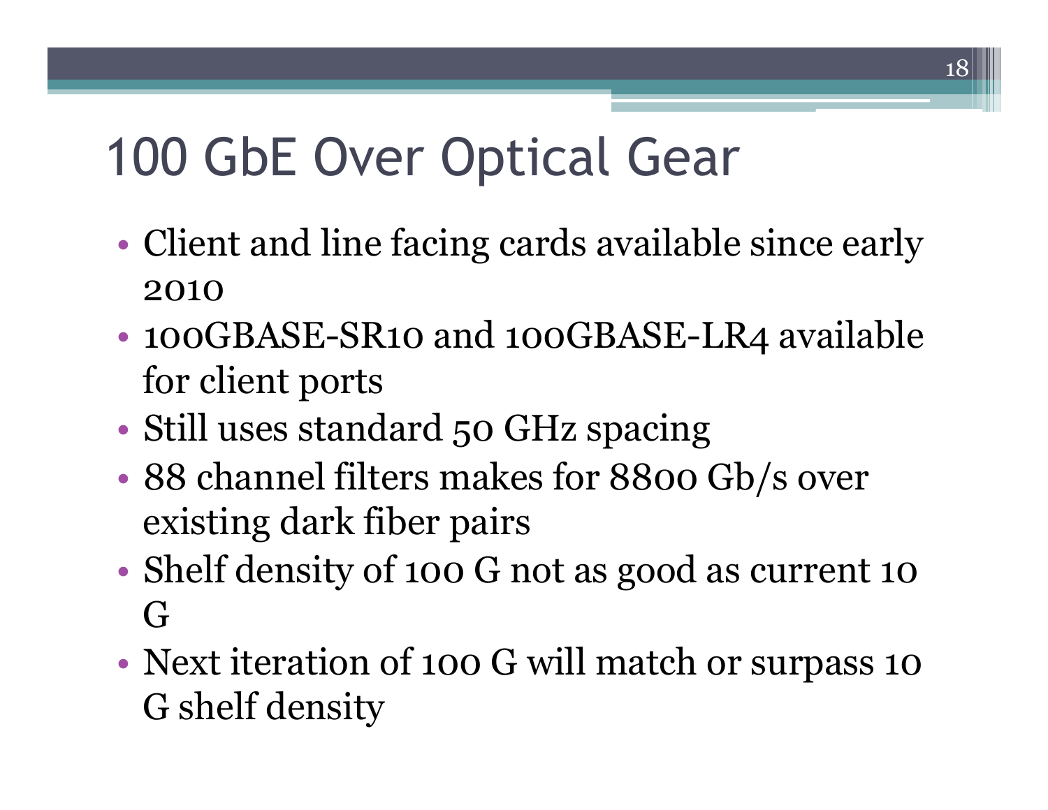# 100 GbE Over Optical Gear

- Client and line facing cards available since early 2010
- 100GBASE-SR10 and 100GBASE-LR4 available for client ports
- Still uses standard 50 GHz spacing
- 88 channel filters makes for 8800 Gb/s over existing dark fiber pairs
- Shelf density of 100 G not as good as current 10 G
- Next iteration of 100 G will match or surpass 10 G shelf density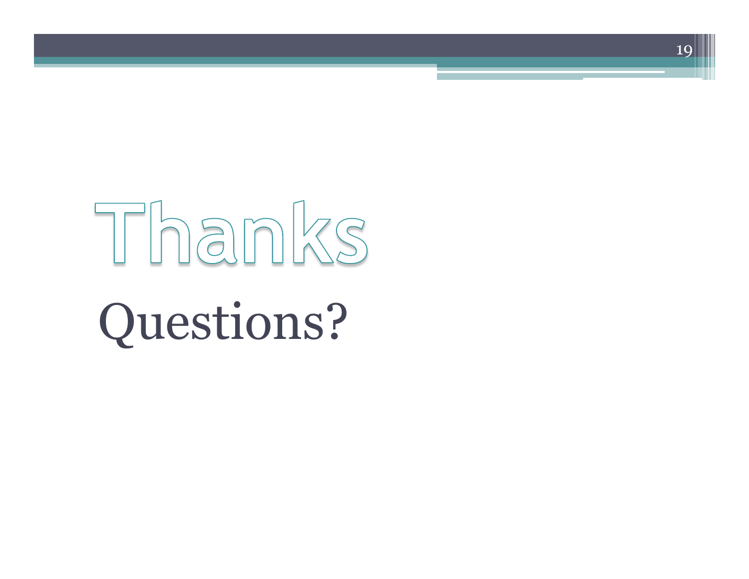# Thanks

Questions?